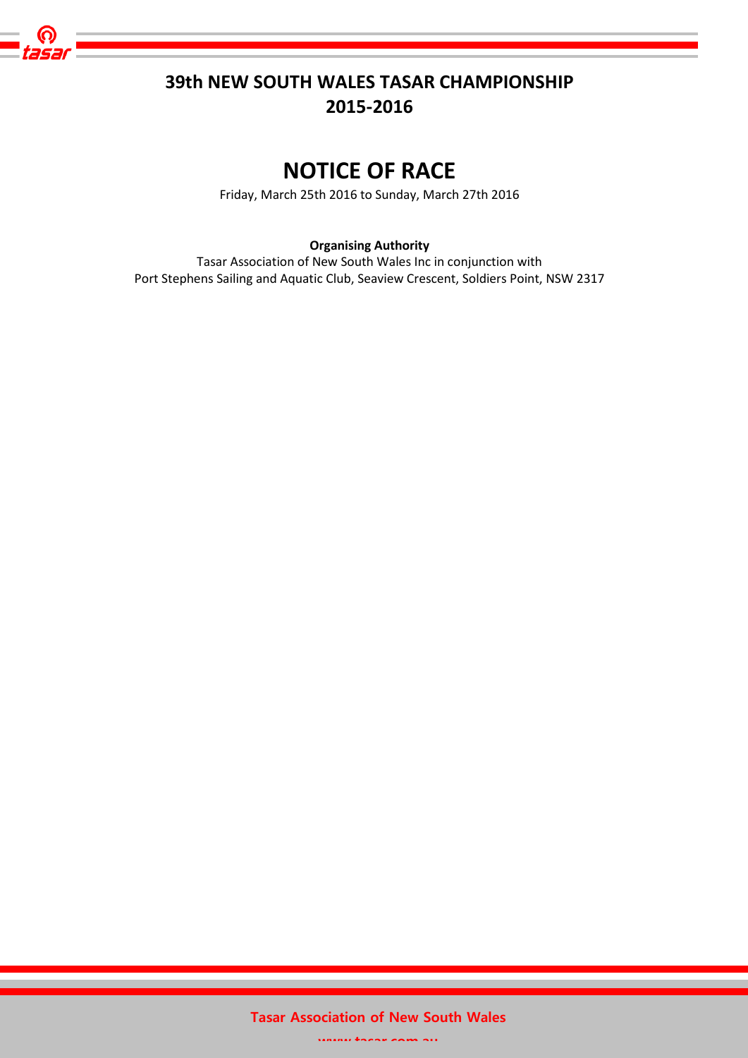# 39th NEW SOUTH WALES TASAR CHAMPIONSHIP 2015-2016

# NOTICE OF RACE

Friday, March 25th 2016 to Sunday, March 27th 2016

**Organising Authority**

Tasar Association of New South Wales Inc in conjunction with
Port Stephens Sailing and Aquatic Club, Seaview Crescent, Soldiers Point, NSW 2317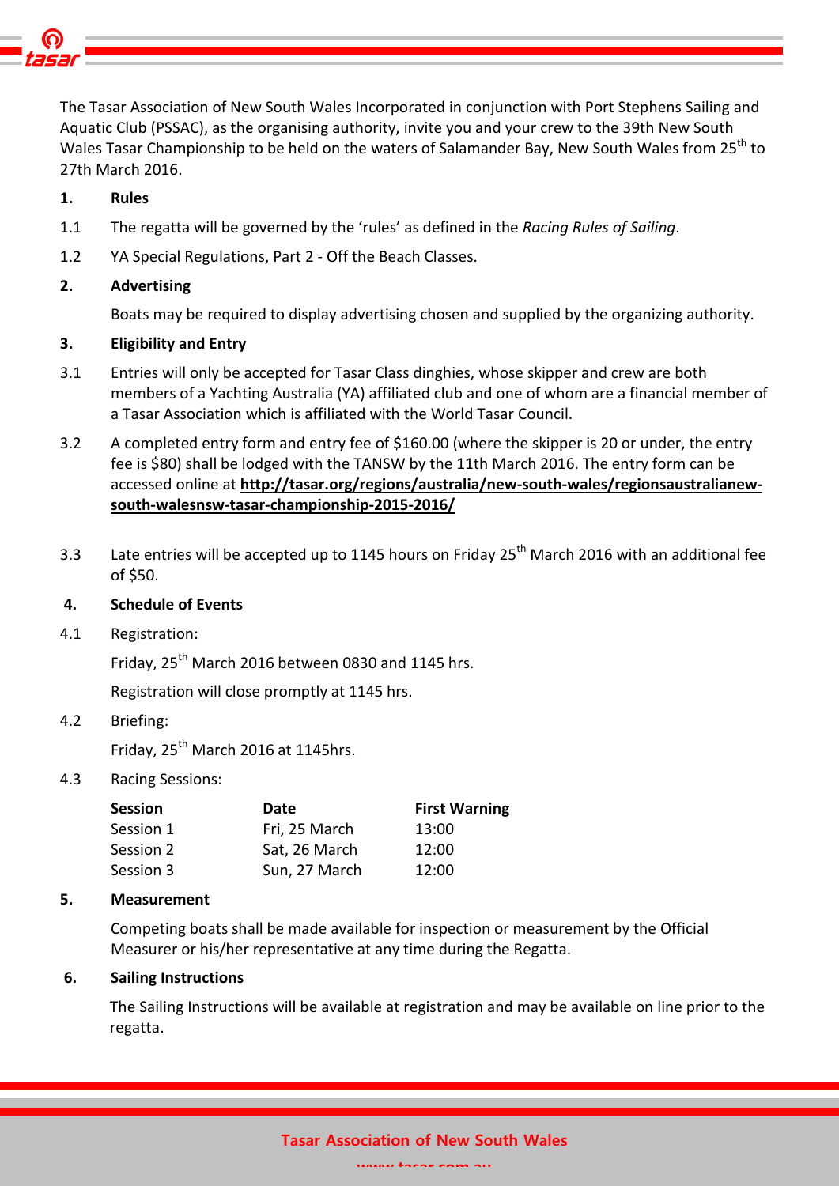The Tasar Association of New South Wales Incorporated in conjunction with Port Stephens Sailing and Aquatic Club (PSSAC), as the organising authority, invite you and your crew to the 39th New South Wales Tasar Championship to be held on the waters of Salamander Bay, New South Wales from 25th to 27th March 2016.

## 1. Rules

1.1 The regatta will be governed by the 'rules' as defined in the *Racing Rules of Sailing*.

1.2 YA Special Regulations, Part 2 - Off the Beach Classes.

## 2. Advertising

Boats may be required to display advertising chosen and supplied by the organizing authority.

## 3. Eligibility and Entry

3.1 Entries will only be accepted for Tasar Class dinghies, whose skipper and crew are both members of a Yachting Australia (YA) affiliated club and one of whom are a financial member of a Tasar Association which is affiliated with the World Tasar Council.

3.2 A completed entry form and entry fee of $160.00 (where the skipper is 20 or under, the entry fee is $80) shall be lodged with the TANSW by the 11th March 2016. The entry form can be accessed online at **http://tasar.org/regions/australia/new-south-wales/regionsaustralianew-south-walesnsw-tasar-championship-2015-2016/**

3.3 Late entries will be accepted up to 1145 hours on Friday 25th March 2016 with an additional fee of $50.

## 4. Schedule of Events

4.1 Registration:

Friday, 25th March 2016 between 0830 and 1145 hrs.

Registration will close promptly at 1145 hrs.

4.2 Briefing:

Friday, 25th March 2016 at 1145hrs.

4.3 Racing Sessions:

| Session | Date | First Warning |
|---|---|---|
| Session 1 | Fri, 25 March | 13:00 |
| Session 2 | Sat, 26 March | 12:00 |
| Session 3 | Sun, 27 March | 12:00 |

## 5. Measurement

Competing boats shall be made available for inspection or measurement by the Official Measurer or his/her representative at any time during the Regatta.

## 6. Sailing Instructions

The Sailing Instructions will be available at registration and may be available on line prior to the regatta.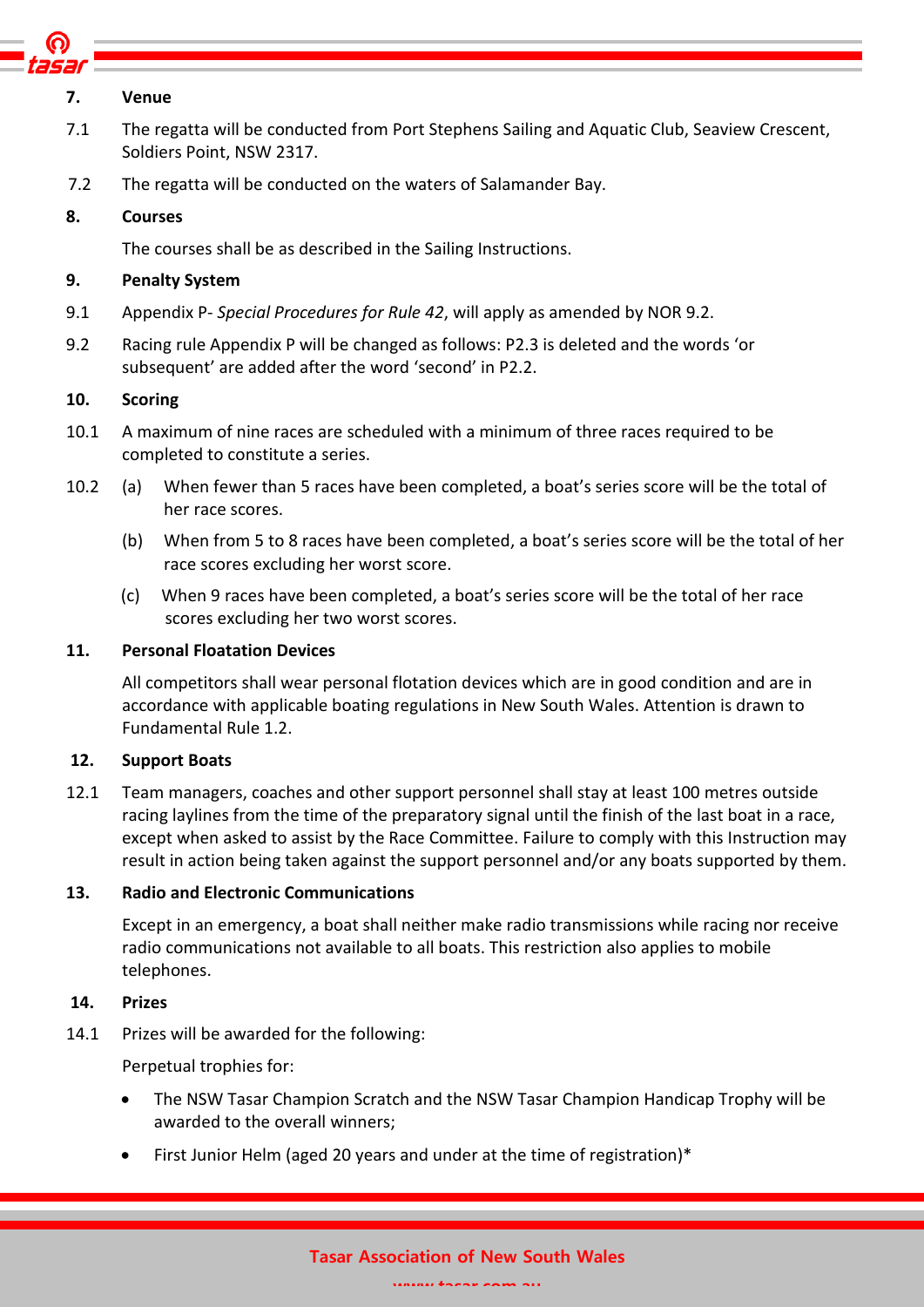## 7. Venue

7.1 The regatta will be conducted from Port Stephens Sailing and Aquatic Club, Seaview Crescent, Soldiers Point, NSW 2317.

7.2 The regatta will be conducted on the waters of Salamander Bay.

## 8. Courses

The courses shall be as described in the Sailing Instructions.

## 9. Penalty System

9.1 Appendix P- *Special Procedures for Rule 42*, will apply as amended by NOR 9.2.

9.2 Racing rule Appendix P will be changed as follows: P2.3 is deleted and the words 'or subsequent' are added after the word 'second' in P2.2.

## 10. Scoring

10.1 A maximum of nine races are scheduled with a minimum of three races required to be completed to constitute a series.

10.2 (a) When fewer than 5 races have been completed, a boat's series score will be the total of her race scores.

(b) When from 5 to 8 races have been completed, a boat's series score will be the total of her race scores excluding her worst score.

(c) When 9 races have been completed, a boat's series score will be the total of her race scores excluding her two worst scores.

## 11. Personal Floatation Devices

All competitors shall wear personal flotation devices which are in good condition and are in accordance with applicable boating regulations in New South Wales. Attention is drawn to Fundamental Rule 1.2.

## 12. Support Boats

12.1 Team managers, coaches and other support personnel shall stay at least 100 metres outside racing laylines from the time of the preparatory signal until the finish of the last boat in a race, except when asked to assist by the Race Committee. Failure to comply with this Instruction may result in action being taken against the support personnel and/or any boats supported by them.

## 13. Radio and Electronic Communications

Except in an emergency, a boat shall neither make radio transmissions while racing nor receive radio communications not available to all boats. This restriction also applies to mobile telephones.

## 14. Prizes

14.1 Prizes will be awarded for the following:

Perpetual trophies for:

- The NSW Tasar Champion Scratch and the NSW Tasar Champion Handicap Trophy will be awarded to the overall winners;
- First Junior Helm (aged 20 years and under at the time of registration)*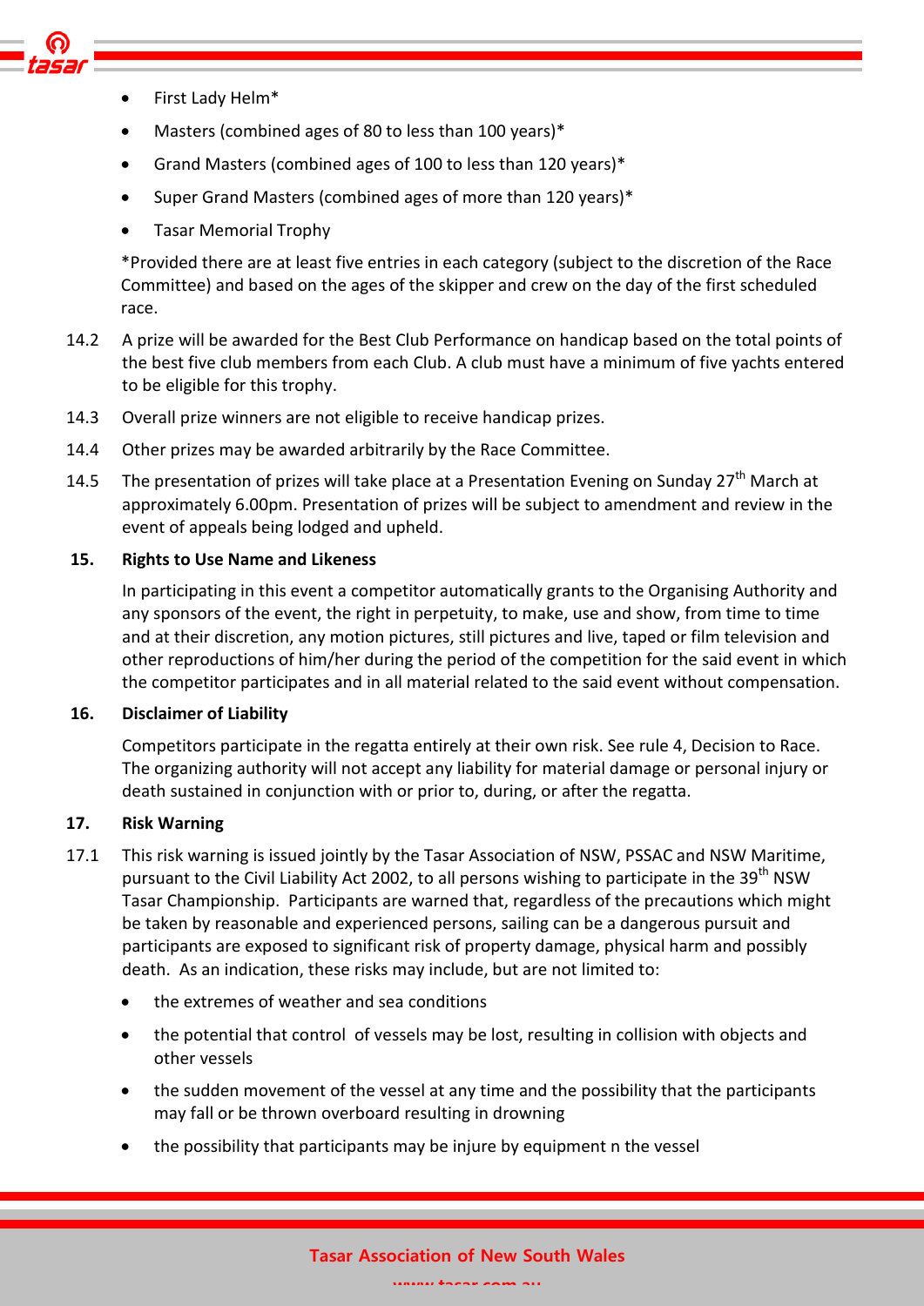- First Lady Helm*
- Masters (combined ages of 80 to less than 100 years)*
- Grand Masters (combined ages of 100 to less than 120 years)*
- Super Grand Masters (combined ages of more than 120 years)*
- Tasar Memorial Trophy

*Provided there are at least five entries in each category (subject to the discretion of the Race Committee) and based on the ages of the skipper and crew on the day of the first scheduled race.

14.2 A prize will be awarded for the Best Club Performance on handicap based on the total points of the best five club members from each Club. A club must have a minimum of five yachts entered to be eligible for this trophy.

14.3 Overall prize winners are not eligible to receive handicap prizes.

14.4 Other prizes may be awarded arbitrarily by the Race Committee.

14.5 The presentation of prizes will take place at a Presentation Evening on Sunday 27th March at approximately 6.00pm. Presentation of prizes will be subject to amendment and review in the event of appeals being lodged and upheld.

## 15. Rights to Use Name and Likeness

In participating in this event a competitor automatically grants to the Organising Authority and any sponsors of the event, the right in perpetuity, to make, use and show, from time to time and at their discretion, any motion pictures, still pictures and live, taped or film television and other reproductions of him/her during the period of the competition for the said event in which the competitor participates and in all material related to the said event without compensation.

## 16. Disclaimer of Liability

Competitors participate in the regatta entirely at their own risk. See rule 4, Decision to Race. The organizing authority will not accept any liability for material damage or personal injury or death sustained in conjunction with or prior to, during, or after the regatta.

## 17. Risk Warning

17.1 This risk warning is issued jointly by the Tasar Association of NSW, PSSAC and NSW Maritime, pursuant to the Civil Liability Act 2002, to all persons wishing to participate in the 39th NSW Tasar Championship. Participants are warned that, regardless of the precautions which might be taken by reasonable and experienced persons, sailing can be a dangerous pursuit and participants are exposed to significant risk of property damage, physical harm and possibly death. As an indication, these risks may include, but are not limited to:

- the extremes of weather and sea conditions
- the potential that control of vessels may be lost, resulting in collision with objects and other vessels
- the sudden movement of the vessel at any time and the possibility that the participants may fall or be thrown overboard resulting in drowning
- the possibility that participants may be injure by equipment n the vessel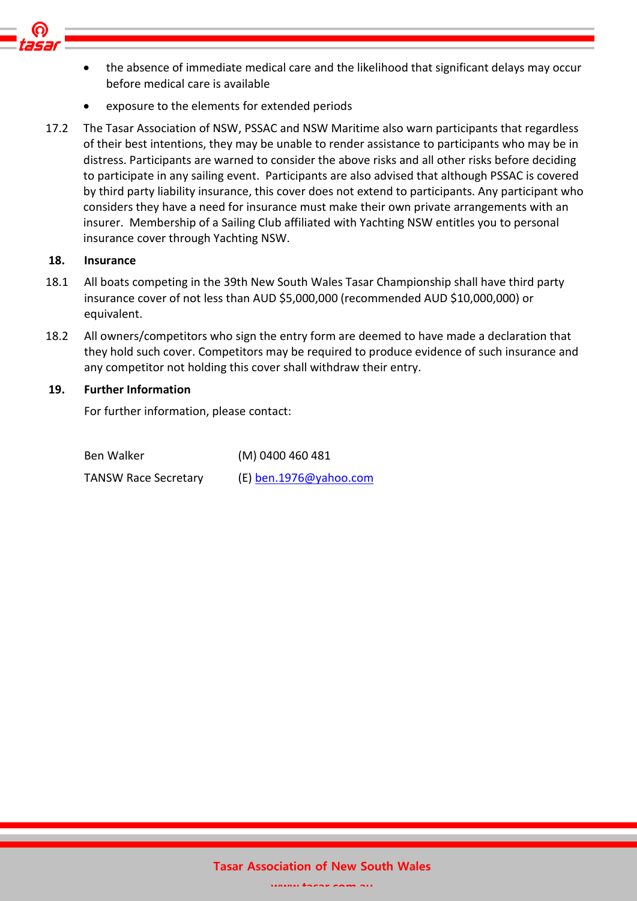- the absence of immediate medical care and the likelihood that significant delays may occur before medical care is available
- exposure to the elements for extended periods

17.2 The Tasar Association of NSW, PSSAC and NSW Maritime also warn participants that regardless of their best intentions, they may be unable to render assistance to participants who may be in distress. Participants are warned to consider the above risks and all other risks before deciding to participate in any sailing event. Participants are also advised that although PSSAC is covered by third party liability insurance, this cover does not extend to participants. Any participant who considers they have a need for insurance must make their own private arrangements with an insurer. Membership of a Sailing Club affiliated with Yachting NSW entitles you to personal insurance cover through Yachting NSW.

## 18. Insurance

18.1 All boats competing in the 39th New South Wales Tasar Championship shall have third party insurance cover of not less than AUD $5,000,000 (recommended AUD $10,000,000) or equivalent.

18.2 All owners/competitors who sign the entry form are deemed to have made a declaration that they hold such cover. Competitors may be required to produce evidence of such insurance and any competitor not holding this cover shall withdraw their entry.

## 19. Further Information

For further information, please contact:

| | |
|---|---|
| Ben Walker | (M) 0400 460 481 |
| TANSW Race Secretary | (E) ben.1976@yahoo.com |